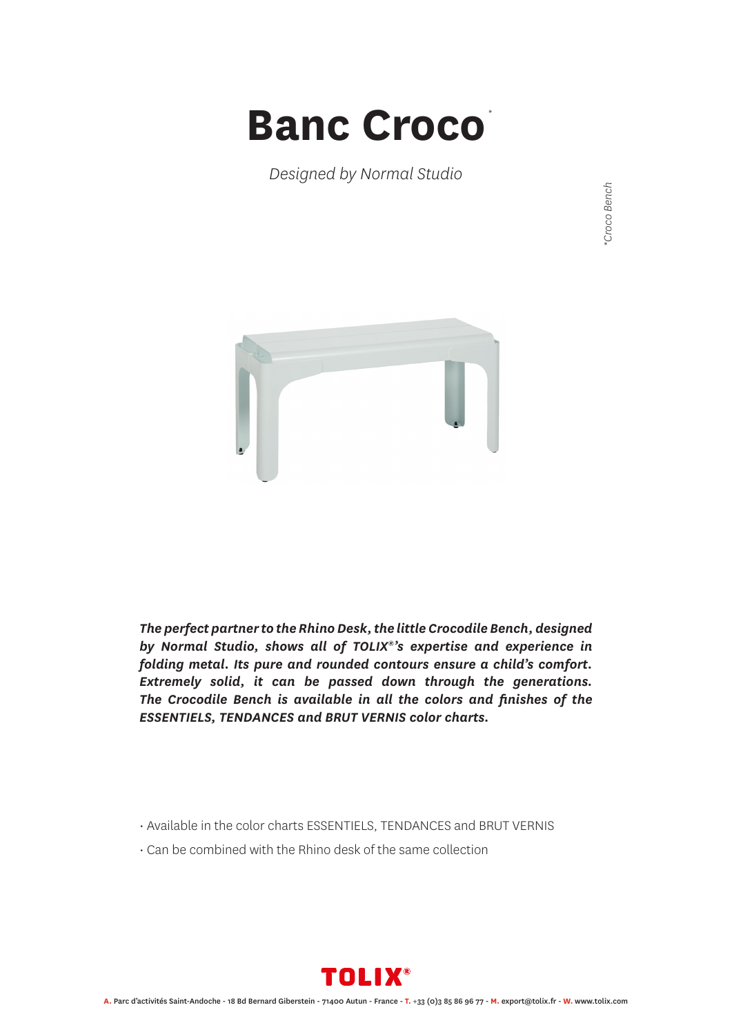# Banc Croco*

*Designed by Normal Studio*

*Croco Bench

***The perfect partner to the Rhino Desk, the little Crocodile Bench, designed by Normal Studio, shows all of TOLIX®'s expertise and experience in folding metal. Its pure and rounded contours ensure a child's comfort. Extremely solid, it can be passed down through the generations. The Crocodile Bench is available in all the colors and finishes of the ESSENTIELS, TENDANCES and BRUT VERNIS color charts.***

- Available in the color charts ESSENTIELS, TENDANCES and BRUT VERNIS
- Can be combined with the Rhino desk of the same collection

TOLIX®

**A.** Parc d'activités Saint-Andoche - 18 Bd Bernard Giberstein - 71400 Autun - France - **T.** +33 (0)3 85 86 96 77 - **M.** export@tolix.fr - **W.** www.tolix.com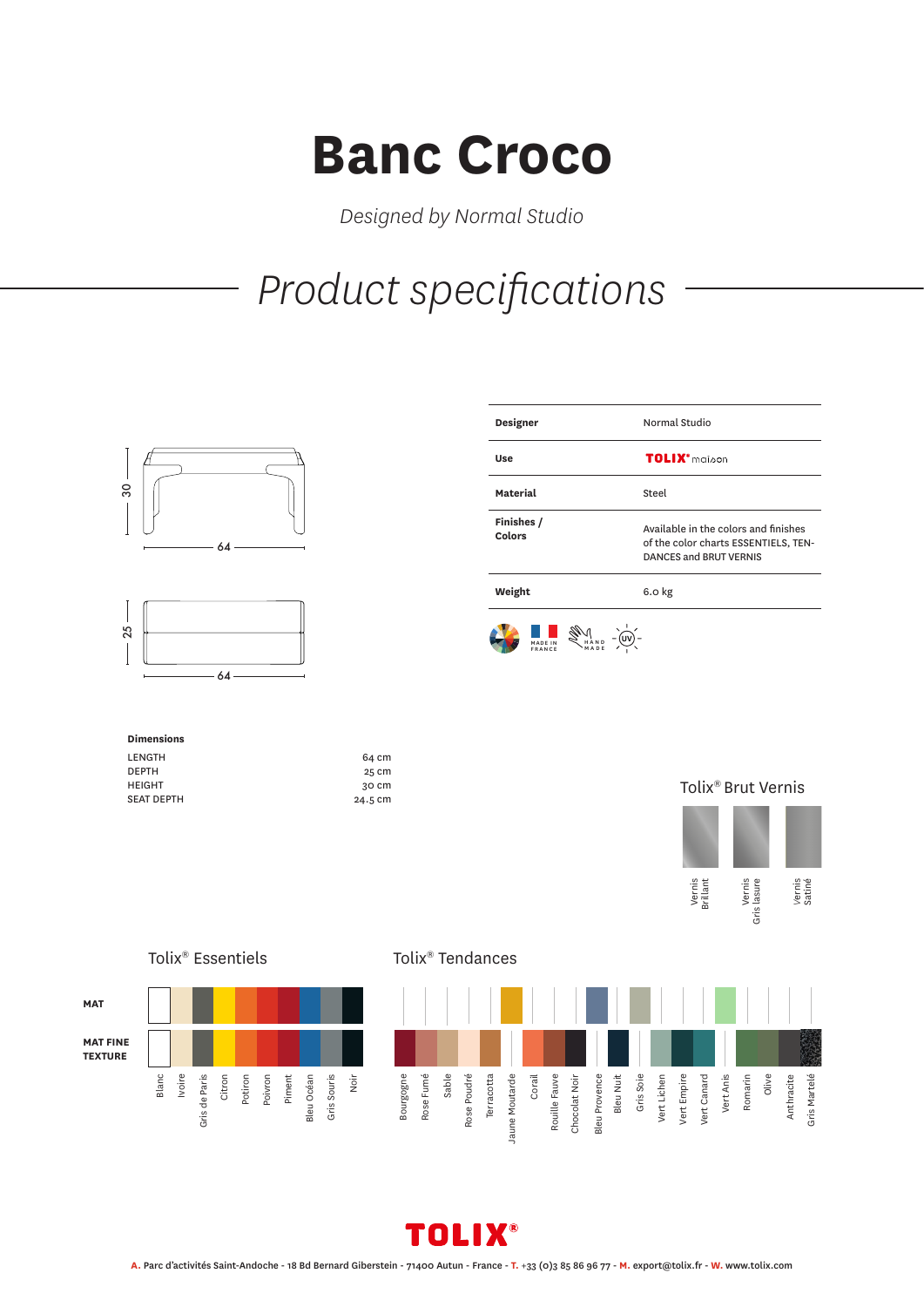# Banc Croco

*Designed by Normal Studio*

## *Product specifications*

30

64

25

64

| | |
|---|---|
| **Designer** | Normal Studio |
| **Use** | TOLIX® maison |
| **Material** | Steel |
| **Finishes / Colors** | Available in the colors and finishes of the color charts ESSENTIELS, TENDANCES and BRUT VERNIS |
| **Weight** | 6.0 kg |

MADE IN FRANCE

HAND MADE

UV

**Dimensions**

| | |
|---|---|
| LENGTH | 64 cm |
| DEPTH | 25 cm |
| HEIGHT | 30 cm |
| SEAT DEPTH | 24.5 cm |

### Tolix® Brut Vernis

Vernis Brillant

Vernis Gris lasure

Vernis Satiné

### Tolix® Essentiels

**MAT**

**MAT FINE TEXTURE**

Blanc, Ivoire, Gris de Paris, Citron, Potiron, Poivron, Piment, Bleu Océan, Gris Souris, Noir

### Tolix® Tendances

Bourgogne, Rose Fumé, Sable, Rose Poudré, Terracotta, Jaune Moutarde, Corail, Rouille Fauve, Chocolat Noir, Bleu Provence, Bleu Nuit, Gris Soie, Vert Lichen, Vert Empire, Vert Canard, Vert Anis, Romarin, Olive, Anthracite, Gris Martelé

**TOLIX®**

**A.** Parc d'activités Saint-Andoche - 18 Bd Bernard Giberstein - 71400 Autun - France - **T.** +33 (0)3 85 86 96 77 - **M.** export@tolix.fr - **W.** www.tolix.com